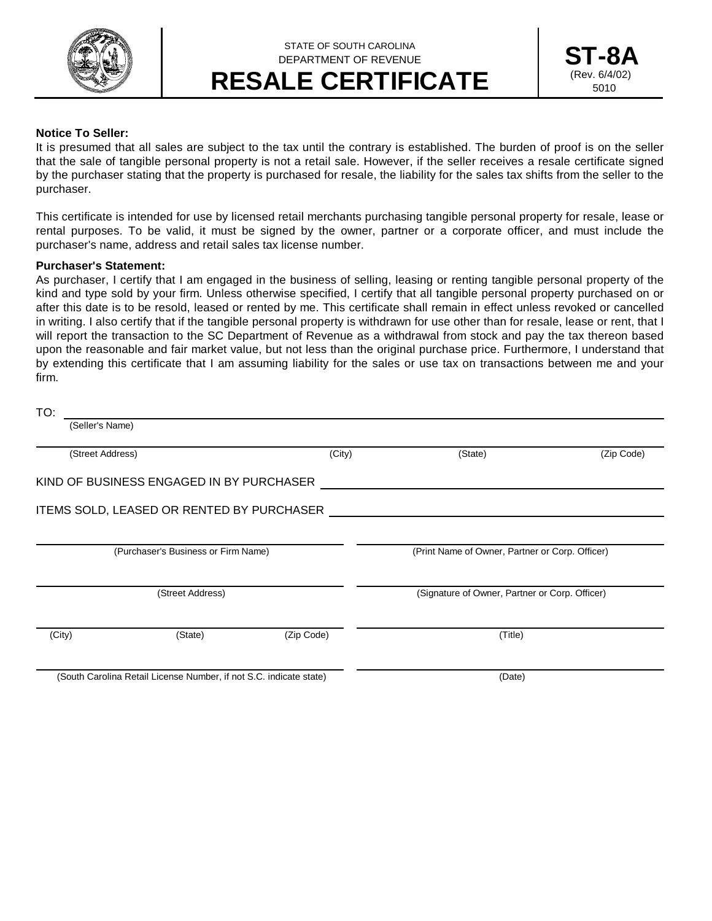STATE OF SOUTH CAROLINA
DEPARTMENT OF REVENUE

# RESALE CERTIFICATE

**ST-8A**
(Rev. 6/4/02)
5010

**Notice To Seller:**
It is presumed that all sales are subject to the tax until the contrary is established. The burden of proof is on the seller that the sale of tangible personal property is not a retail sale. However, if the seller receives a resale certificate signed by the purchaser stating that the property is purchased for resale, the liability for the sales tax shifts from the seller to the purchaser.

This certificate is intended for use by licensed retail merchants purchasing tangible personal property for resale, lease or rental purposes. To be valid, it must be signed by the owner, partner or a corporate officer, and must include the purchaser's name, address and retail sales tax license number.

**Purchaser's Statement:**
As purchaser, I certify that I am engaged in the business of selling, leasing or renting tangible personal property of the kind and type sold by your firm. Unless otherwise specified, I certify that all tangible personal property purchased on or after this date is to be resold, leased or rented by me. This certificate shall remain in effect unless revoked or cancelled in writing. I also certify that if the tangible personal property is withdrawn for use other than for resale, lease or rent, that I will report the transaction to the SC Department of Revenue as a withdrawal from stock and pay the tax thereon based upon the reasonable and fair market value, but not less than the original purchase price. Furthermore, I understand that by extending this certificate that I am assuming liability for the sales or use tax on transactions between me and your firm.

TO: ______________________________________________
(Seller's Name)

______________________________________________
(Street Address) (City) (State) (Zip Code)

KIND OF BUSINESS ENGAGED IN BY PURCHASER ______________________________

ITEMS SOLD, LEASED OR RENTED BY PURCHASER ______________________________

______________________________
(Purchaser's Business or Firm Name)

______________________________
(Street Address)

______________________________
(City) (State) (Zip Code)

______________________________
(South Carolina Retail License Number, if not S.C. indicate state)

______________________________
(Print Name of Owner, Partner or Corp. Officer)

______________________________
(Signature of Owner, Partner or Corp. Officer)

______________________________
(Title)

______________________________
(Date)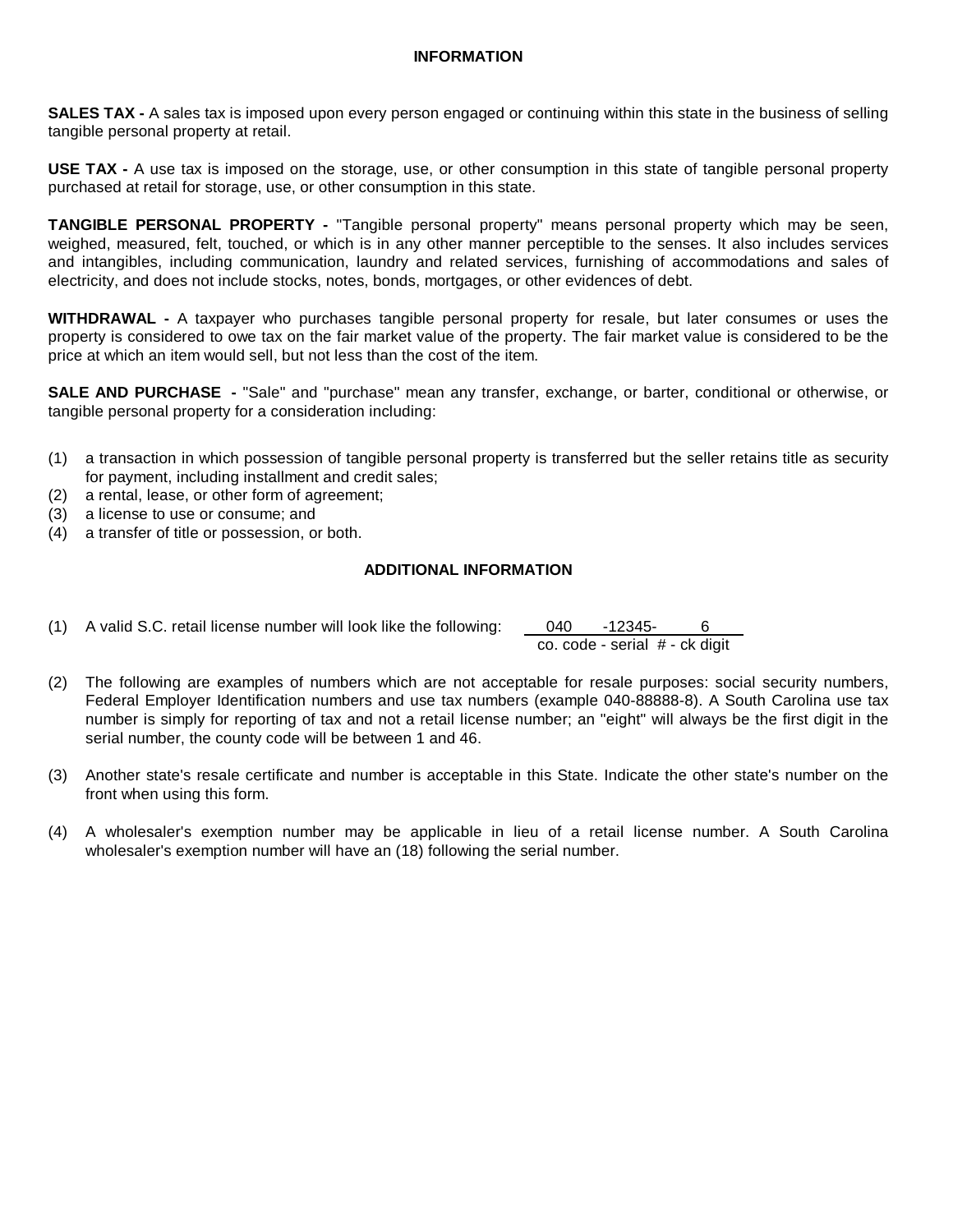## INFORMATION

**SALES TAX -** A sales tax is imposed upon every person engaged or continuing within this state in the business of selling tangible personal property at retail.

**USE TAX -** A use tax is imposed on the storage, use, or other consumption in this state of tangible personal property purchased at retail for storage, use, or other consumption in this state.

**TANGIBLE PERSONAL PROPERTY -** "Tangible personal property" means personal property which may be seen, weighed, measured, felt, touched, or which is in any other manner perceptible to the senses. It also includes services and intangibles, including communication, laundry and related services, furnishing of accommodations and sales of electricity, and does not include stocks, notes, bonds, mortgages, or other evidences of debt.

**WITHDRAWAL -** A taxpayer who purchases tangible personal property for resale, but later consumes or uses the property is considered to owe tax on the fair market value of the property. The fair market value is considered to be the price at which an item would sell, but not less than the cost of the item.

**SALE AND PURCHASE -** "Sale" and "purchase" mean any transfer, exchange, or barter, conditional or otherwise, or tangible personal property for a consideration including:

(1) a transaction in which possession of tangible personal property is transferred but the seller retains title as security for payment, including installment and credit sales;
(2) a rental, lease, or other form of agreement;
(3) a license to use or consume; and
(4) a transfer of title or possession, or both.

## ADDITIONAL INFORMATION

(1) A valid S.C. retail license number will look like the following: 040 -12345- 6
co. code - serial # - ck digit

(2) The following are examples of numbers which are not acceptable for resale purposes: social security numbers, Federal Employer Identification numbers and use tax numbers (example 040-88888-8). A South Carolina use tax number is simply for reporting of tax and not a retail license number; an "eight" will always be the first digit in the serial number, the county code will be between 1 and 46.

(3) Another state's resale certificate and number is acceptable in this State. Indicate the other state's number on the front when using this form.

(4) A wholesaler's exemption number may be applicable in lieu of a retail license number. A South Carolina wholesaler's exemption number will have an (18) following the serial number.